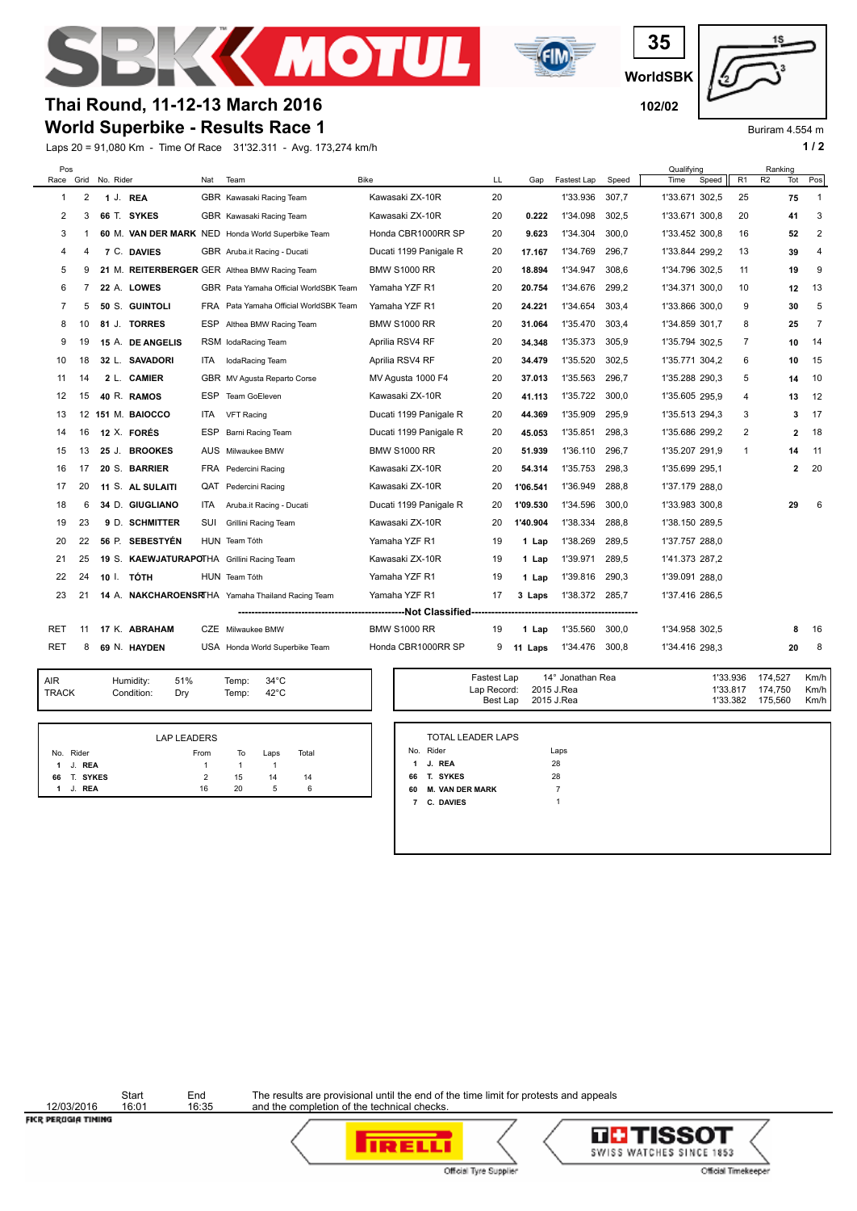# Thai Round, 11-12-13 March 2016

## World Superbike - Results Race 1

35 WorldSBK 102/02

Buriram 4.554 m

Laps 20 = 91,080 Km - Time Of Race 31'32.311 - Avg. 173,274 km/h

| Pos Race | Grid | No. | Rider | Nat | Team | Bike | LL | Gap | Fastest Lap | Speed | Qualifying Time | Qualifying Speed | R1 | R2 | Ranking Tot | Ranking Pos |
|---|---|---|---|---|---|---|---|---|---|---|---|---|---|---|---|---|
| 1 | 2 | 1 | J. REA | GBR | Kawasaki Racing Team | Kawasaki ZX-10R | 20 | | 1'33.936 | 307,7 | 1'33.671 | 302,5 | 25 | | 75 | 1 |
| 2 | 3 | 66 | T. SYKES | GBR | Kawasaki Racing Team | Kawasaki ZX-10R | 20 | 0.222 | 1'34.098 | 302,5 | 1'33.671 | 300,8 | 20 | | 41 | 3 |
| 3 | 1 | 60 | M. VAN DER MARK | NED | Honda World Superbike Team | Honda CBR1000RR SP | 20 | 9.623 | 1'34.304 | 300,0 | 1'33.452 | 300,8 | 16 | | 52 | 2 |
| 4 | 4 | 7 | C. DAVIES | GBR | Aruba.it Racing - Ducati | Ducati 1199 Panigale R | 20 | 17.167 | 1'34.769 | 296,7 | 1'33.844 | 299,2 | 13 | | 39 | 4 |
| 5 | 9 | 21 | M. REITERBERGER | GER | Althea BMW Racing Team | BMW S1000 RR | 20 | 18.894 | 1'34.947 | 308,6 | 1'34.796 | 302,5 | 11 | | 19 | 9 |
| 6 | 7 | 22 | A. LOWES | GBR | Pata Yamaha Official WorldSBK Team | Yamaha YZF R1 | 20 | 20.754 | 1'34.676 | 299,2 | 1'34.371 | 300,0 | 10 | | 12 | 13 |
| 7 | 5 | 50 | S. GUINTOLI | FRA | Pata Yamaha Official WorldSBK Team | Yamaha YZF R1 | 20 | 24.221 | 1'34.654 | 303,4 | 1'33.866 | 300,0 | 9 | | 30 | 5 |
| 8 | 10 | 81 | J. TORRES | ESP | Althea BMW Racing Team | BMW S1000 RR | 20 | 31.064 | 1'35.470 | 303,4 | 1'34.859 | 301,7 | 8 | | 25 | 7 |
| 9 | 19 | 15 | A. DE ANGELIS | RSM | IodaRacing Team | Aprilia RSV4 RF | 20 | 34.348 | 1'35.373 | 305,9 | 1'35.794 | 302,5 | 7 | | 10 | 14 |
| 10 | 18 | 32 | L. SAVADORI | ITA | IodaRacing Team | Aprilia RSV4 RF | 20 | 34.479 | 1'35.520 | 302,5 | 1'35.771 | 304,2 | 6 | | 10 | 15 |
| 11 | 14 | 2 | L. CAMIER | GBR | MV Agusta Reparto Corse | MV Agusta 1000 F4 | 20 | 37.013 | 1'35.563 | 296,7 | 1'35.288 | 290,3 | 5 | | 14 | 10 |
| 12 | 15 | 40 | R. RAMOS | ESP | Team GoEleven | Kawasaki ZX-10R | 20 | 41.113 | 1'35.722 | 300,0 | 1'35.605 | 295,9 | 4 | | 13 | 12 |
| 13 | 12 | 151 | M. BAIOCCO | ITA | VFT Racing | Ducati 1199 Panigale R | 20 | 44.369 | 1'35.909 | 295,9 | 1'35.513 | 294,3 | 3 | | 3 | 17 |
| 14 | 16 | 12 | X. FORÉS | ESP | Barni Racing Team | Ducati 1199 Panigale R | 20 | 45.053 | 1'35.851 | 298,3 | 1'35.686 | 299,2 | 2 | | 2 | 18 |
| 15 | 13 | 25 | J. BROOKES | AUS | Milwaukee BMW | BMW S1000 RR | 20 | 51.939 | 1'36.110 | 296,7 | 1'35.207 | 291,9 | 1 | | 14 | 11 |
| 16 | 17 | 20 | S. BARRIER | FRA | Pedercini Racing | Kawasaki ZX-10R | 20 | 54.314 | 1'35.753 | 298,3 | 1'35.699 | 295,1 | | | 2 | 20 |
| 17 | 20 | 11 | S. AL SULAITI | QAT | Pedercini Racing | Kawasaki ZX-10R | 20 | 1'06.541 | 1'36.949 | 288,8 | 1'37.179 | 288,0 | | | | |
| 18 | 6 | 34 | D. GIUGLIANO | ITA | Aruba.it Racing - Ducati | Ducati 1199 Panigale R | 20 | 1'09.530 | 1'34.596 | 300,0 | 1'33.983 | 300,8 | | | 29 | 6 |
| 19 | 23 | 9 | D. SCHMITTER | SUI | Grillini Racing Team | Kawasaki ZX-10R | 20 | 1'40.904 | 1'38.334 | 288,8 | 1'38.150 | 289,5 | | | | |
| 20 | 22 | 56 | P. SEBESTYÉN | HUN | Team Tóth | Yamaha YZF R1 | 19 | 1 Lap | 1'38.269 | 289,5 | 1'37.757 | 288,0 | | | | |
| 21 | 25 | 19 | S. KAEWJATURAPOT | THA | Grillini Racing Team | Kawasaki ZX-10R | 19 | 1 Lap | 1'39.971 | 289,5 | 1'41.373 | 287,2 | | | | |
| 22 | 24 | 10 | I. TÓTH | HUN | Team Tóth | Yamaha YZF R1 | 19 | 1 Lap | 1'39.816 | 290,3 | 1'39.091 | 288,0 | | | | |
| 23 | 21 | 14 | A. NAKCHAROENSRI | THA | Yamaha Thailand Racing Team | Yamaha YZF R1 | 17 | 3 Laps | 1'38.372 | 285,7 | 1'37.416 | 286,5 | | | | |
| **Not Classified** | | | | | | | | | | | | | | | | |
| RET | 11 | 17 | K. ABRAHAM | CZE | Milwaukee BMW | BMW S1000 RR | 19 | 1 Lap | 1'35.560 | 300,0 | 1'34.958 | 302,5 | | | 8 | 16 |
| RET | 8 | 69 | N. HAYDEN | USA | Honda World Superbike Team | Honda CBR1000RR SP | 9 | 11 Laps | 1'34.476 | 300,8 | 1'34.416 | 298,3 | | | 20 | 8 |

| | | | | |
|---|---|---|---|---|
| AIR | Humidity: | 51% | Temp: | 34°C |
| TRACK | Condition: | Dry | Temp: | 42°C |

| | | | |
|---|---|---|---|
| Fastest Lap | 14° Jonathan Rea | 1'33.936 | 174,527 Km/h |
| Lap Record: | 2015 J.Rea | 1'33.817 | 174,750 Km/h |
| Best Lap | 2015 J.Rea | 1'33.382 | 175,560 Km/h |

**LAP LEADERS**

| No. | Rider | From | To | Laps | Total |
|---|---|---|---|---|---|
| 1 | J. REA | 1 | 1 | 1 | |
| 66 | T. SYKES | 2 | 15 | 14 | 14 |
| 1 | J. REA | 16 | 20 | 5 | 6 |

**TOTAL LEADER LAPS**

| No. | Rider | Laps |
|---|---|---|
| 1 | J. REA | 28 |
| 66 | T. SYKES | 28 |
| 60 | M. VAN DER MARK | 7 |
| 7 | C. DAVIES | 1 |

| | Start | End |
|---|---|---|
| 12/03/2016 | 16:01 | 16:35 |

The results are provisional until the end of the time limit for protests and appeals and the completion of the technical checks.

FICR PERUGIA TIMING

Official Tyre Supplier — PIRELLI

TISSOT SWISS WATCHES SINCE 1853 — Official Timekeeper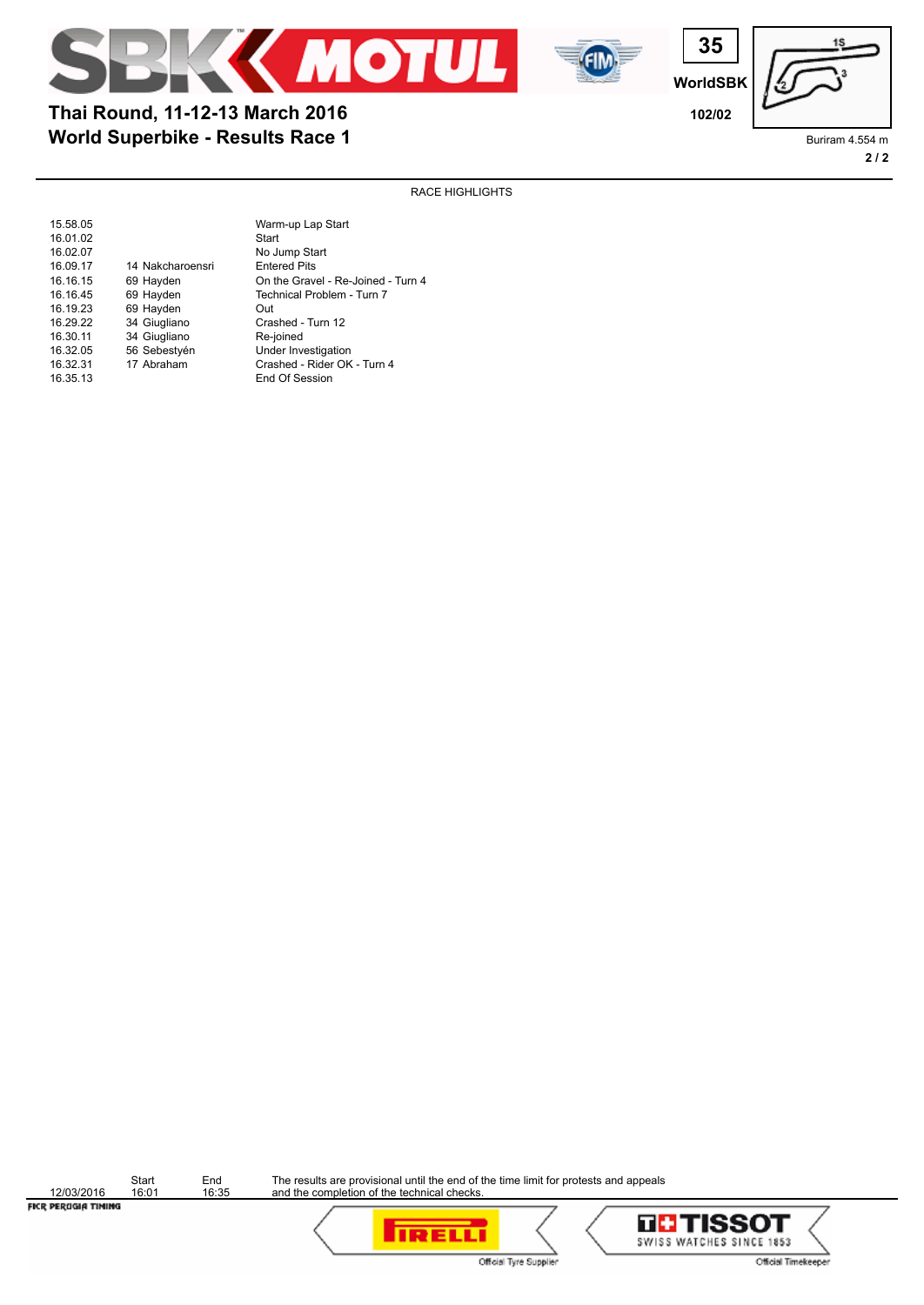# Thai Round, 11-12-13 March 2016

## World Superbike - Results Race 1

35

WorldSBK

102/02

Buriram 4.554 m

RACE HIGHLIGHTS

| | | |
|---|---|---|
| 15.58.05 | | Warm-up Lap Start |
| 16.01.02 | | Start |
| 16.02.07 | | No Jump Start |
| 16.09.17 | 14 Nakcharoensri | Entered Pits |
| 16.16.15 | 69 Hayden | On the Gravel - Re-Joined - Turn 4 |
| 16.16.45 | 69 Hayden | Technical Problem - Turn 7 |
| 16.19.23 | 69 Hayden | Out |
| 16.29.22 | 34 Giugliano | Crashed - Turn 12 |
| 16.30.11 | 34 Giugliano | Re-joined |
| 16.32.05 | 56 Sebestyén | Under Investigation |
| 16.32.31 | 17 Abraham | Crashed - Rider OK - Turn 4 |
| 16.35.13 | | End Of Session |

| | Start | End |
|---|---|---|
| 12/03/2016 | 16:01 | 16:35 |

The results are provisional until the end of the time limit for protests and appeals and the completion of the technical checks.